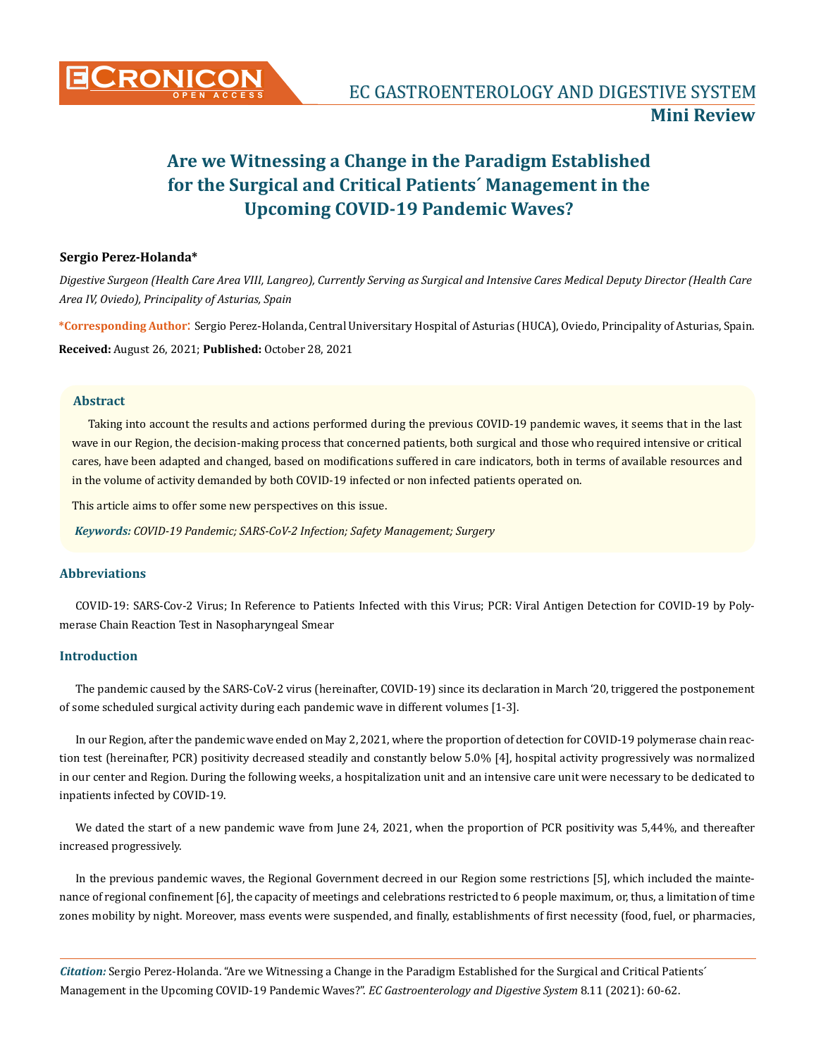Mini Review

# Are we Witnessing a Change in the Paradigm Established for the Surgical and Critical Patients´ Management in the Upcoming COVID-19 Pandemic Waves?

**Sergio Perez-Holanda***

*Digestive Surgeon (Health Care Area VIII, Langreo), Currently Serving as Surgical and Intensive Cares Medical Deputy Director (Health Care Area IV, Oviedo), Principality of Asturias, Spain*

**\*Corresponding Author:** Sergio Perez-Holanda, Central Universitary Hospital of Asturias (HUCA), Oviedo, Principality of Asturias, Spain.

**Received:** August 26, 2021; **Published:** October 28, 2021

## Abstract

Taking into account the results and actions performed during the previous COVID-19 pandemic waves, it seems that in the last wave in our Region, the decision-making process that concerned patients, both surgical and those who required intensive or critical cares, have been adapted and changed, based on modifications suffered in care indicators, both in terms of available resources and in the volume of activity demanded by both COVID-19 infected or non infected patients operated on.

This article aims to offer some new perspectives on this issue.

***Keywords:** COVID-19 Pandemic; SARS-CoV-2 Infection; Safety Management; Surgery*

## Abbreviations

COVID-19: SARS-Cov-2 Virus; In Reference to Patients Infected with this Virus; PCR: Viral Antigen Detection for COVID-19 by Polymerase Chain Reaction Test in Nasopharyngeal Smear

## Introduction

The pandemic caused by the SARS-CoV-2 virus (hereinafter, COVID-19) since its declaration in March '20, triggered the postponement of some scheduled surgical activity during each pandemic wave in different volumes [1-3].

In our Region, after the pandemic wave ended on May 2, 2021, where the proportion of detection for COVID-19 polymerase chain reaction test (hereinafter, PCR) positivity decreased steadily and constantly below 5.0% [4], hospital activity progressively was normalized in our center and Region. During the following weeks, a hospitalization unit and an intensive care unit were necessary to be dedicated to inpatients infected by COVID-19.

We dated the start of a new pandemic wave from June 24, 2021, when the proportion of PCR positivity was 5,44%, and thereafter increased progressively.

In the previous pandemic waves, the Regional Government decreed in our Region some restrictions [5], which included the maintenance of regional confinement [6], the capacity of meetings and celebrations restricted to 6 people maximum, or, thus, a limitation of time zones mobility by night. Moreover, mass events were suspended, and finally, establishments of first necessity (food, fuel, or pharmacies,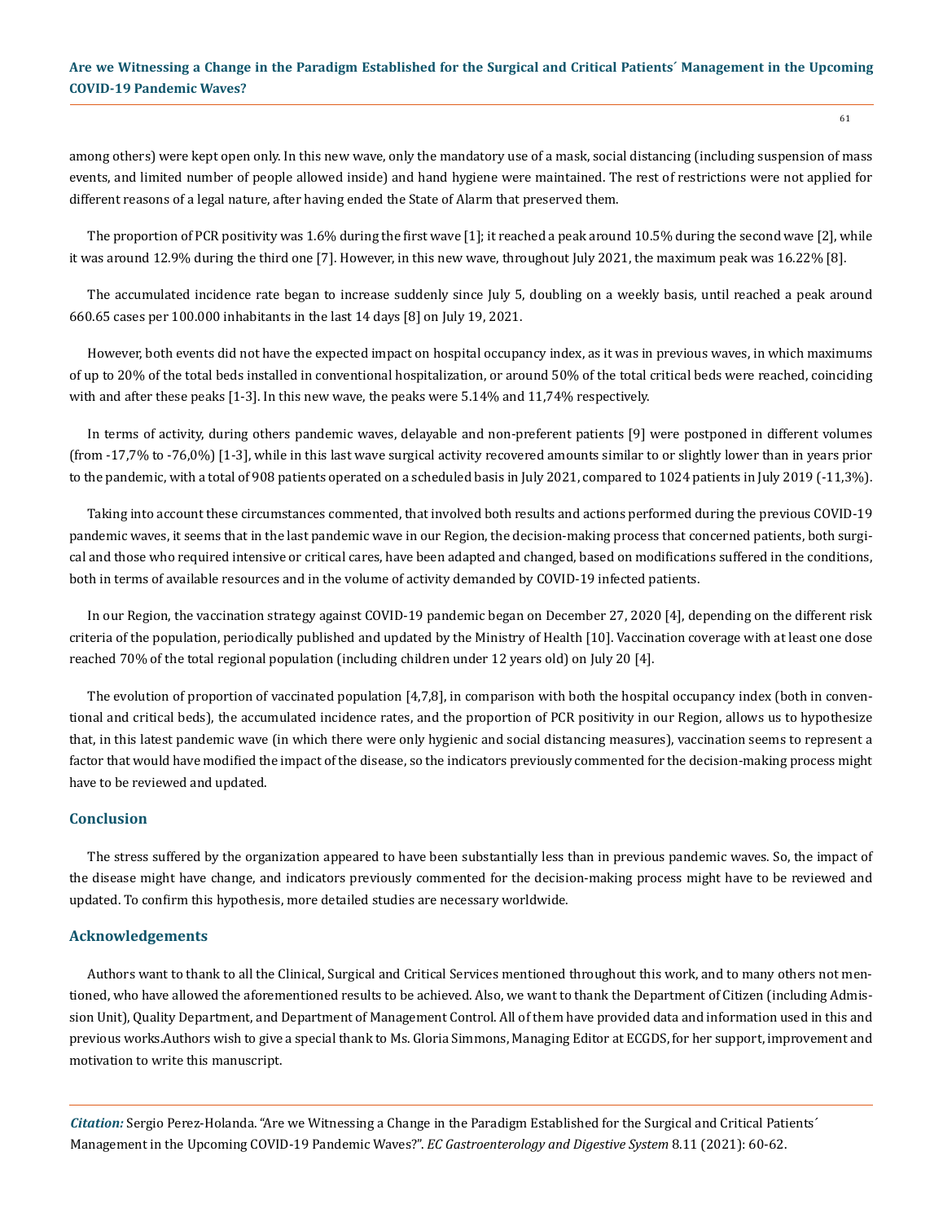among others) were kept open only. In this new wave, only the mandatory use of a mask, social distancing (including suspension of mass events, and limited number of people allowed inside) and hand hygiene were maintained. The rest of restrictions were not applied for different reasons of a legal nature, after having ended the State of Alarm that preserved them.

The proportion of PCR positivity was 1.6% during the first wave [1]; it reached a peak around 10.5% during the second wave [2], while it was around 12.9% during the third one [7]. However, in this new wave, throughout July 2021, the maximum peak was 16.22% [8].

The accumulated incidence rate began to increase suddenly since July 5, doubling on a weekly basis, until reached a peak around 660.65 cases per 100.000 inhabitants in the last 14 days [8] on July 19, 2021.

However, both events did not have the expected impact on hospital occupancy index, as it was in previous waves, in which maximums of up to 20% of the total beds installed in conventional hospitalization, or around 50% of the total critical beds were reached, coinciding with and after these peaks [1-3]. In this new wave, the peaks were 5.14% and 11,74% respectively.

In terms of activity, during others pandemic waves, delayable and non-preferent patients [9] were postponed in different volumes (from -17,7% to -76,0%) [1-3], while in this last wave surgical activity recovered amounts similar to or slightly lower than in years prior to the pandemic, with a total of 908 patients operated on a scheduled basis in July 2021, compared to 1024 patients in July 2019 (-11,3%).

Taking into account these circumstances commented, that involved both results and actions performed during the previous COVID-19 pandemic waves, it seems that in the last pandemic wave in our Region, the decision-making process that concerned patients, both surgical and those who required intensive or critical cares, have been adapted and changed, based on modifications suffered in the conditions, both in terms of available resources and in the volume of activity demanded by COVID-19 infected patients.

In our Region, the vaccination strategy against COVID-19 pandemic began on December 27, 2020 [4], depending on the different risk criteria of the population, periodically published and updated by the Ministry of Health [10]. Vaccination coverage with at least one dose reached 70% of the total regional population (including children under 12 years old) on July 20 [4].

The evolution of proportion of vaccinated population [4,7,8], in comparison with both the hospital occupancy index (both in conventional and critical beds), the accumulated incidence rates, and the proportion of PCR positivity in our Region, allows us to hypothesize that, in this latest pandemic wave (in which there were only hygienic and social distancing measures), vaccination seems to represent a factor that would have modified the impact of the disease, so the indicators previously commented for the decision-making process might have to be reviewed and updated.

## Conclusion

The stress suffered by the organization appeared to have been substantially less than in previous pandemic waves. So, the impact of the disease might have change, and indicators previously commented for the decision-making process might have to be reviewed and updated. To confirm this hypothesis, more detailed studies are necessary worldwide.

## Acknowledgements

Authors want to thank to all the Clinical, Surgical and Critical Services mentioned throughout this work, and to many others not mentioned, who have allowed the aforementioned results to be achieved. Also, we want to thank the Department of Citizen (including Admission Unit), Quality Department, and Department of Management Control. All of them have provided data and information used in this and previous works.Authors wish to give a special thank to Ms. Gloria Simmons, Managing Editor at ECGDS, for her support, improvement and motivation to write this manuscript.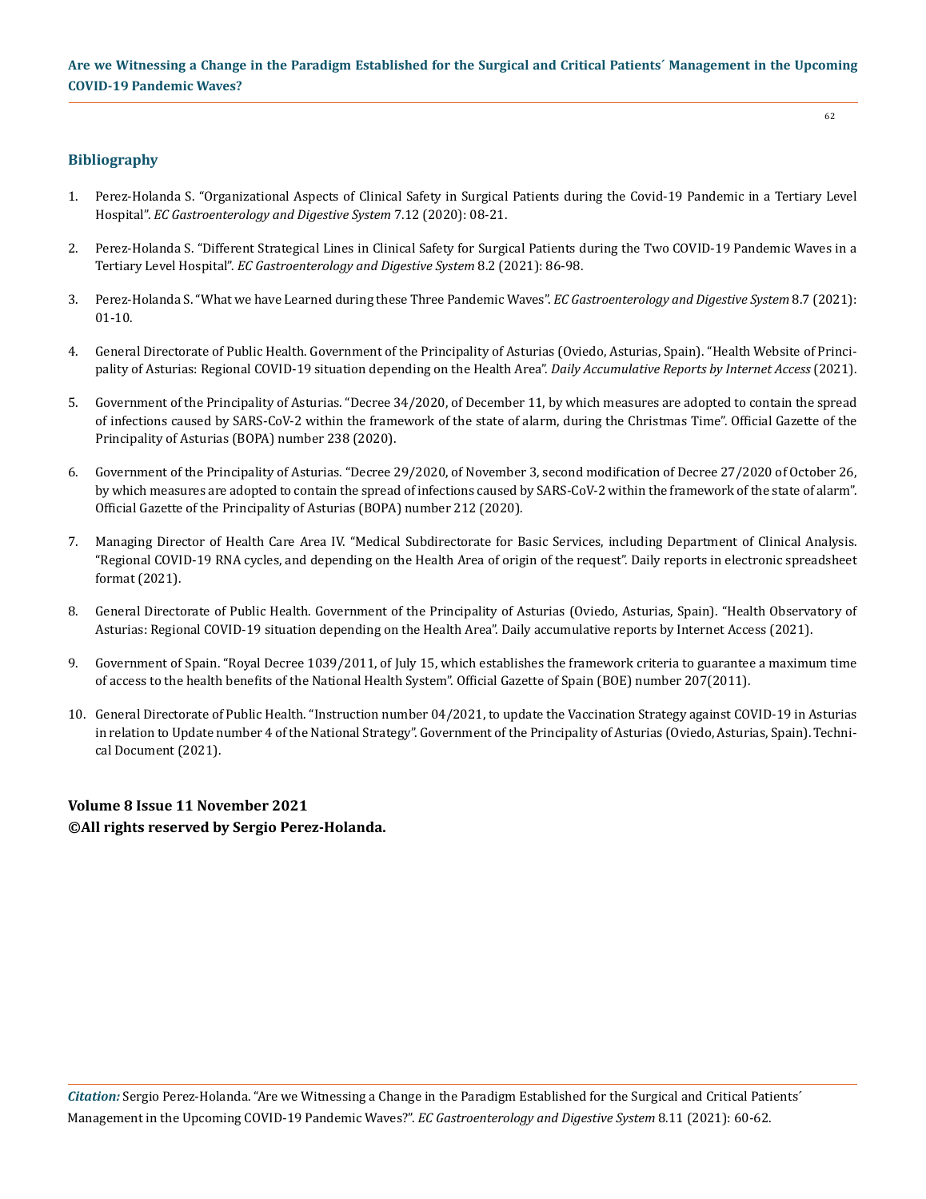## Bibliography

1. Perez-Holanda S. "Organizational Aspects of Clinical Safety in Surgical Patients during the Covid-19 Pandemic in a Tertiary Level Hospital". *EC Gastroenterology and Digestive System* 7.12 (2020): 08-21.

2. Perez-Holanda S. "Different Strategical Lines in Clinical Safety for Surgical Patients during the Two COVID-19 Pandemic Waves in a Tertiary Level Hospital". *EC Gastroenterology and Digestive System* 8.2 (2021): 86-98.

3. Perez-Holanda S. "What we have Learned during these Three Pandemic Waves". *EC Gastroenterology and Digestive System* 8.7 (2021): 01-10.

4. General Directorate of Public Health. Government of the Principality of Asturias (Oviedo, Asturias, Spain). "Health Website of Principality of Asturias: Regional COVID-19 situation depending on the Health Area". *Daily Accumulative Reports by Internet Access* (2021).

5. Government of the Principality of Asturias. "Decree 34/2020, of December 11, by which measures are adopted to contain the spread of infections caused by SARS-CoV-2 within the framework of the state of alarm, during the Christmas Time". Official Gazette of the Principality of Asturias (BOPA) number 238 (2020).

6. Government of the Principality of Asturias. "Decree 29/2020, of November 3, second modification of Decree 27/2020 of October 26, by which measures are adopted to contain the spread of infections caused by SARS-CoV-2 within the framework of the state of alarm". Official Gazette of the Principality of Asturias (BOPA) number 212 (2020).

7. Managing Director of Health Care Area IV. "Medical Subdirectorate for Basic Services, including Department of Clinical Analysis. "Regional COVID-19 RNA cycles, and depending on the Health Area of origin of the request". Daily reports in electronic spreadsheet format (2021).

8. General Directorate of Public Health. Government of the Principality of Asturias (Oviedo, Asturias, Spain). "Health Observatory of Asturias: Regional COVID-19 situation depending on the Health Area". Daily accumulative reports by Internet Access (2021).

9. Government of Spain. "Royal Decree 1039/2011, of July 15, which establishes the framework criteria to guarantee a maximum time of access to the health benefits of the National Health System". Official Gazette of Spain (BOE) number 207(2011).

10. General Directorate of Public Health. "Instruction number 04/2021, to update the Vaccination Strategy against COVID-19 in Asturias in relation to Update number 4 of the National Strategy". Government of the Principality of Asturias (Oviedo, Asturias, Spain). Technical Document (2021).

**Volume 8 Issue 11 November 2021**
**©All rights reserved by Sergio Perez-Holanda.**